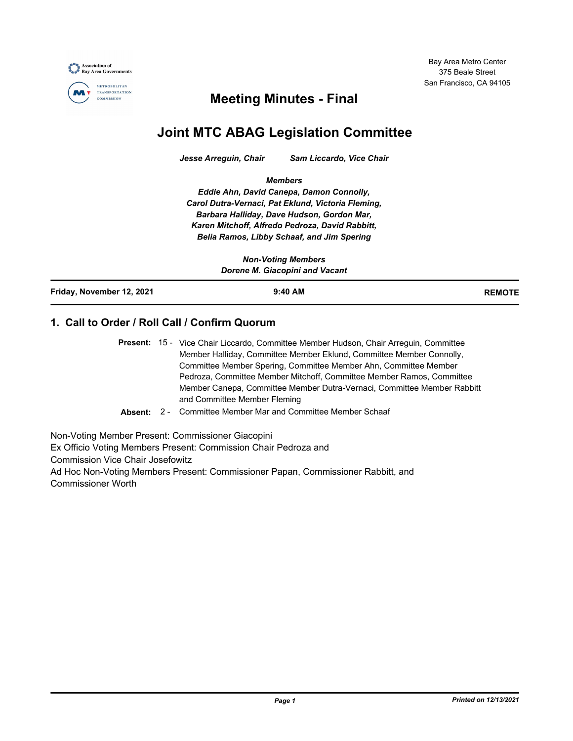Bay Area Metro Center
375 Beale Street
San Francisco, CA 94105

# Meeting Minutes - Final

## Joint MTC ABAG Legislation Committee

***Jesse Arreguin, Chair*** ***Sam Liccardo, Vice Chair***

***Members***
***Eddie Ahn, David Canepa, Damon Connolly,***
***Carol Dutra-Vernaci, Pat Eklund, Victoria Fleming,***
***Barbara Halliday, Dave Hudson, Gordon Mar,***
***Karen Mitchoff, Alfredo Pedroza, David Rabbitt,***
***Belia Ramos, Libby Schaaf, and Jim Spering***

***Non-Voting Members***
***Dorene M. Giacopini and Vacant***

| **Friday, November 12, 2021** | **9:40 AM** | **REMOTE** |
|---|---|---|

### 1. Call to Order / Roll Call / Confirm Quorum

**Present:** 15 - Vice Chair Liccardo, Committee Member Hudson, Chair Arreguin, Committee Member Halliday, Committee Member Eklund, Committee Member Connolly, Committee Member Spering, Committee Member Ahn, Committee Member Pedroza, Committee Member Mitchoff, Committee Member Ramos, Committee Member Canepa, Committee Member Dutra-Vernaci, Committee Member Rabbitt and Committee Member Fleming

**Absent:** 2 - Committee Member Mar and Committee Member Schaaf

Non-Voting Member Present: Commissioner Giacopini
Ex Officio Voting Members Present: Commission Chair Pedroza and Commission Vice Chair Josefowitz
Ad Hoc Non-Voting Members Present: Commissioner Papan, Commissioner Rabbitt, and Commissioner Worth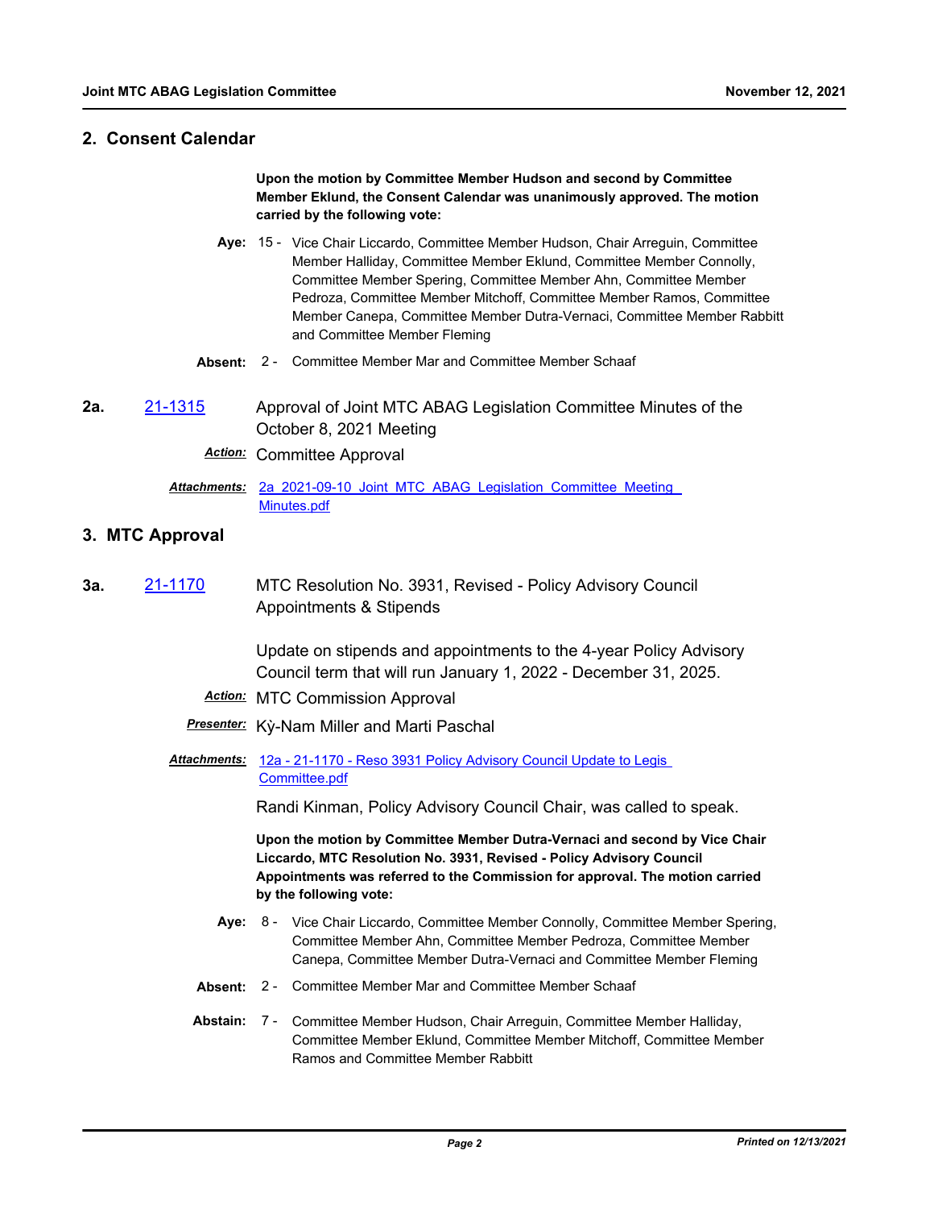## 2. Consent Calendar

**Upon the motion by Committee Member Hudson and second by Committee Member Eklund, the Consent Calendar was unanimously approved. The motion carried by the following vote:**

**Aye:** 15 - Vice Chair Liccardo, Committee Member Hudson, Chair Arreguin, Committee Member Halliday, Committee Member Eklund, Committee Member Connolly, Committee Member Spering, Committee Member Ahn, Committee Member Pedroza, Committee Member Mitchoff, Committee Member Ramos, Committee Member Canepa, Committee Member Dutra-Vernaci, Committee Member Rabbitt and Committee Member Fleming

**Absent:** 2 - Committee Member Mar and Committee Member Schaaf

**2a.** 21-1315 Approval of Joint MTC ABAG Legislation Committee Minutes of the October 8, 2021 Meeting

***Action:*** Committee Approval

***Attachments:*** 2a_2021-09-10_Joint_MTC_ABAG_Legislation_Committee_Meeting_Minutes.pdf

## 3. MTC Approval

**3a.** 21-1170 MTC Resolution No. 3931, Revised - Policy Advisory Council Appointments & Stipends

Update on stipends and appointments to the 4-year Policy Advisory Council term that will run January 1, 2022 - December 31, 2025.

***Action:*** MTC Commission Approval

***Presenter:*** Kỳ-Nam Miller and Marti Paschal

***Attachments:*** 12a - 21-1170 - Reso 3931 Policy Advisory Council Update to Legis Committee.pdf

Randi Kinman, Policy Advisory Council Chair, was called to speak.

**Upon the motion by Committee Member Dutra-Vernaci and second by Vice Chair Liccardo, MTC Resolution No. 3931, Revised - Policy Advisory Council Appointments was referred to the Commission for approval. The motion carried by the following vote:**

**Aye:** 8 - Vice Chair Liccardo, Committee Member Connolly, Committee Member Spering, Committee Member Ahn, Committee Member Pedroza, Committee Member Canepa, Committee Member Dutra-Vernaci and Committee Member Fleming

**Absent:** 2 - Committee Member Mar and Committee Member Schaaf

**Abstain:** 7 - Committee Member Hudson, Chair Arreguin, Committee Member Halliday, Committee Member Eklund, Committee Member Mitchoff, Committee Member Ramos and Committee Member Rabbitt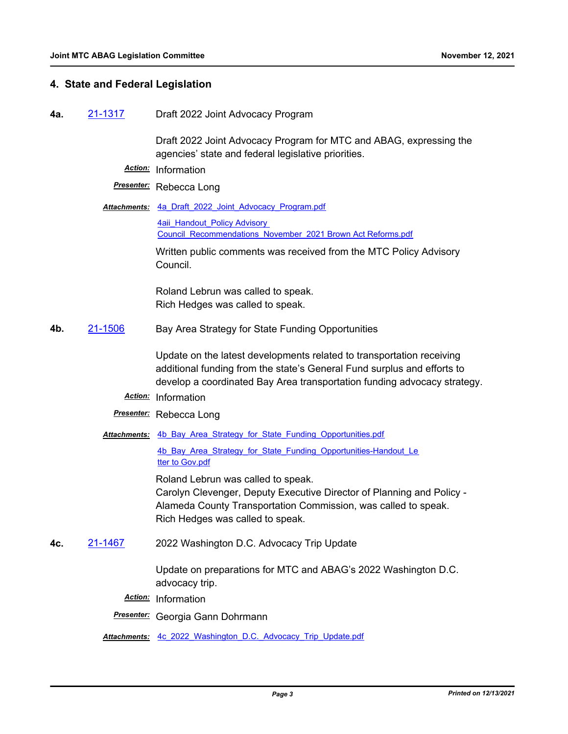## 4. State and Federal Legislation

**4a.** 21-1317 Draft 2022 Joint Advocacy Program

Draft 2022 Joint Advocacy Program for MTC and ABAG, expressing the agencies' state and federal legislative priorities.

***Action:*** Information

***Presenter:*** Rebecca Long

***Attachments:*** 4a_Draft_2022_Joint_Advocacy_Program.pdf

4aii_Handout_Policy Advisory Council_Recommendations_November_2021 Brown Act Reforms.pdf

Written public comments was received from the MTC Policy Advisory Council.

Roland Lebrun was called to speak.
Rich Hedges was called to speak.

**4b.** 21-1506 Bay Area Strategy for State Funding Opportunities

Update on the latest developments related to transportation receiving additional funding from the state's General Fund surplus and efforts to develop a coordinated Bay Area transportation funding advocacy strategy.

***Action:*** Information

***Presenter:*** Rebecca Long

***Attachments:*** 4b_Bay_Area_Strategy_for_State_Funding_Opportunities.pdf

4b_Bay_Area_Strategy_for_State_Funding_Opportunities-Handout_Letter to Gov.pdf

Roland Lebrun was called to speak.
Carolyn Clevenger, Deputy Executive Director of Planning and Policy - Alameda County Transportation Commission, was called to speak.
Rich Hedges was called to speak.

**4c.** 21-1467 2022 Washington D.C. Advocacy Trip Update

Update on preparations for MTC and ABAG's 2022 Washington D.C. advocacy trip.

***Action:*** Information

***Presenter:*** Georgia Gann Dohrmann

***Attachments:*** 4c_2022_Washington_D.C._Advocacy_Trip_Update.pdf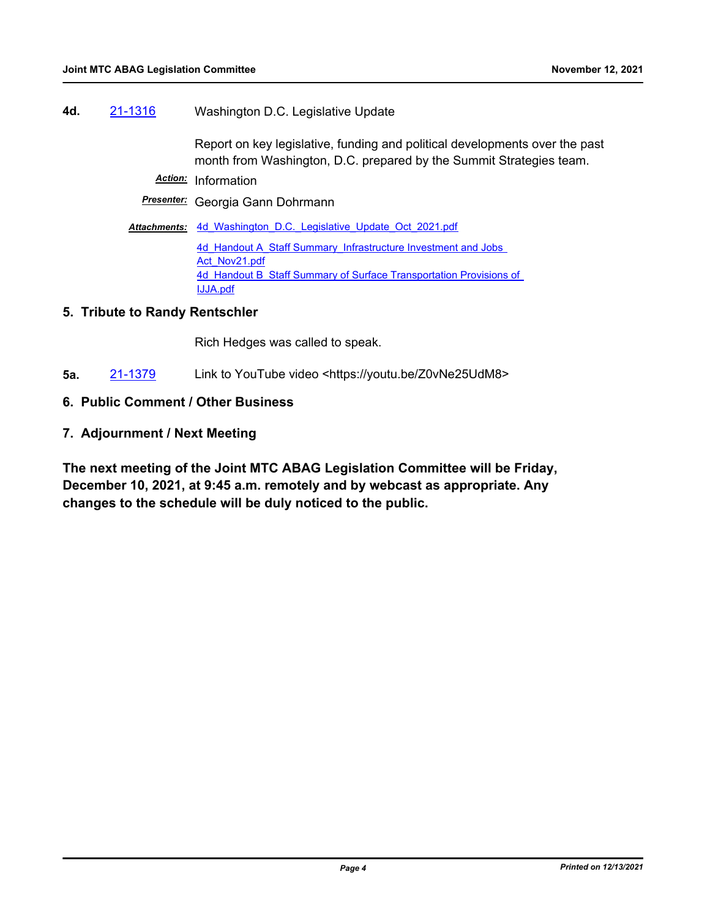**4d.** 21-1316 Washington D.C. Legislative Update

Report on key legislative, funding and political developments over the past month from Washington, D.C. prepared by the Summit Strategies team.

***Action:*** Information

***Presenter:*** Georgia Gann Dohrmann

***Attachments:*** 4d_Washington_D.C._Legislative_Update_Oct_2021.pdf

4d_Handout A_Staff Summary_Infrastructure Investment and Jobs Act_Nov21.pdf

4d_Handout B_Staff Summary of Surface Transportation Provisions of IJJA.pdf

## 5. Tribute to Randy Rentschler

Rich Hedges was called to speak.

**5a.** 21-1379 Link to YouTube video <https://youtu.be/Z0vNe25UdM8>

## 6. Public Comment / Other Business

## 7. Adjournment / Next Meeting

**The next meeting of the Joint MTC ABAG Legislation Committee will be Friday, December 10, 2021, at 9:45 a.m. remotely and by webcast as appropriate. Any changes to the schedule will be duly noticed to the public.**